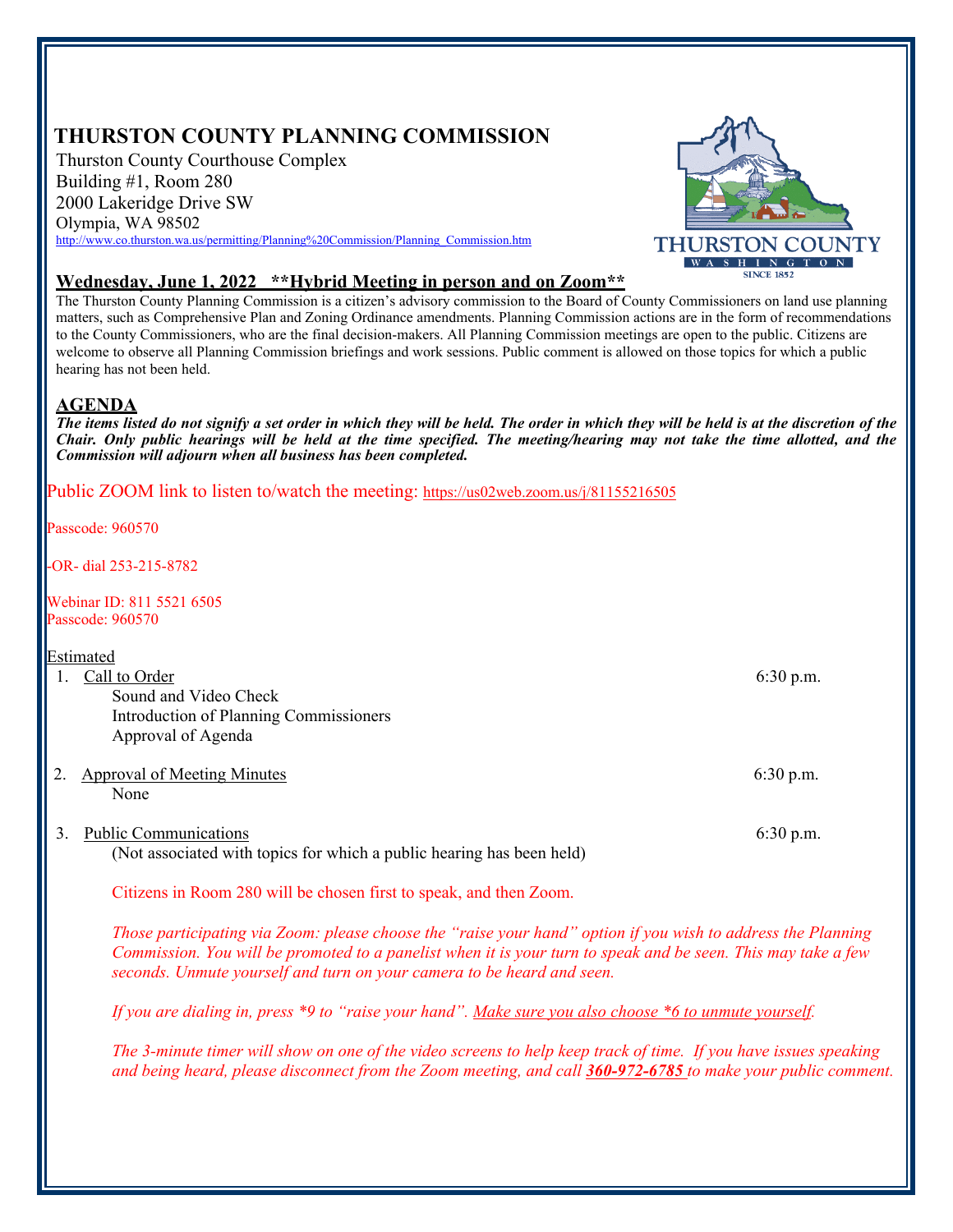# THURSTON COUNTY PLANNING COMMISSION

Thurston County Courthouse Complex
Building #1, Room 280
2000 Lakeridge Drive SW
Olympia, WA 98502
http://www.co.thurston.wa.us/permitting/Planning%20Commission/Planning_Commission.htm

THURSTON COUNTY
WASHINGTON
SINCE 1852

## Wednesday, June 1, 2022 **Hybrid Meeting in person and on Zoom**

The Thurston County Planning Commission is a citizen's advisory commission to the Board of County Commissioners on land use planning matters, such as Comprehensive Plan and Zoning Ordinance amendments. Planning Commission actions are in the form of recommendations to the County Commissioners, who are the final decision-makers. All Planning Commission meetings are open to the public. Citizens are welcome to observe all Planning Commission briefings and work sessions. Public comment is allowed on those topics for which a public hearing has not been held.

## AGENDA

***The items listed do not signify a set order in which they will be held. The order in which they will be held is at the discretion of the Chair. Only public hearings will be held at the time specified. The meeting/hearing may not take the time allotted, and the Commission will adjourn when all business has been completed.***

Public ZOOM link to listen to/watch the meeting: https://us02web.zoom.us/j/81155216505

Passcode: 960570

-OR- dial 253-215-8782

Webinar ID: 811 5521 6505
Passcode: 960570

Estimated

1. Call to Order — 6:30 p.m.
   - Sound and Video Check
   - Introduction of Planning Commissioners
   - Approval of Agenda

2. Approval of Meeting Minutes — 6:30 p.m.
   - None

3. Public Communications — 6:30 p.m.
   (Not associated with topics for which a public hearing has been held)

   Citizens in Room 280 will be chosen first to speak, and then Zoom.

   *Those participating via Zoom: please choose the "raise your hand" option if you wish to address the Planning Commission. You will be promoted to a panelist when it is your turn to speak and be seen. This may take a few seconds. Unmute yourself and turn on your camera to be heard and seen.*

   *If you are dialing in, press *9 to "raise your hand". Make sure you also choose *6 to unmute yourself.*

   *The 3-minute timer will show on one of the video screens to help keep track of time. If you have issues speaking and being heard, please disconnect from the Zoom meeting, and call **360-972-6785** to make your public comment.*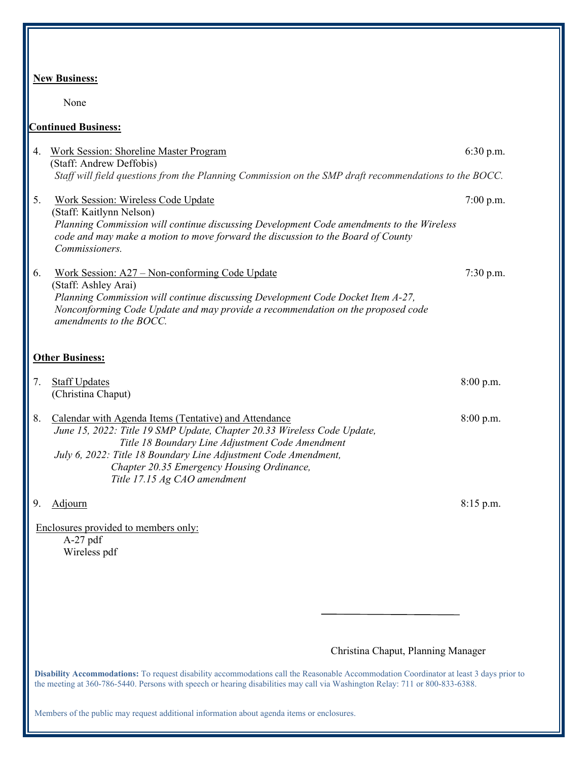**New Business:**

None

**Continued Business:**

4. Work Session: Shoreline Master Program — 6:30 p.m.
   (Staff: Andrew Deffobis)
   *Staff will field questions from the Planning Commission on the SMP draft recommendations to the BOCC.*

5. Work Session: Wireless Code Update — 7:00 p.m.
   (Staff: Kaitlynn Nelson)
   *Planning Commission will continue discussing Development Code amendments to the Wireless code and may make a motion to move forward the discussion to the Board of County Commissioners.*

6. Work Session: A27 – Non-conforming Code Update — 7:30 p.m.
   (Staff: Ashley Arai)
   *Planning Commission will continue discussing Development Code Docket Item A-27, Nonconforming Code Update and may provide a recommendation on the proposed code amendments to the BOCC.*

**Other Business:**

7. Staff Updates — 8:00 p.m.
   (Christina Chaput)

8. Calendar with Agenda Items (Tentative) and Attendance — 8:00 p.m.
   *June 15, 2022: Title 19 SMP Update, Chapter 20.33 Wireless Code Update, Title 18 Boundary Line Adjustment Code Amendment*
   *July 6, 2022: Title 18 Boundary Line Adjustment Code Amendment, Chapter 20.35 Emergency Housing Ordinance, Title 17.15 Ag CAO amendment*

9. Adjourn — 8:15 p.m.

Enclosures provided to members only:
A-27 pdf
Wireless pdf

Christina Chaput, Planning Manager

**Disability Accommodations:** To request disability accommodations call the Reasonable Accommodation Coordinator at least 3 days prior to the meeting at 360-786-5440. Persons with speech or hearing disabilities may call via Washington Relay: 711 or 800-833-6388.

Members of the public may request additional information about agenda items or enclosures.